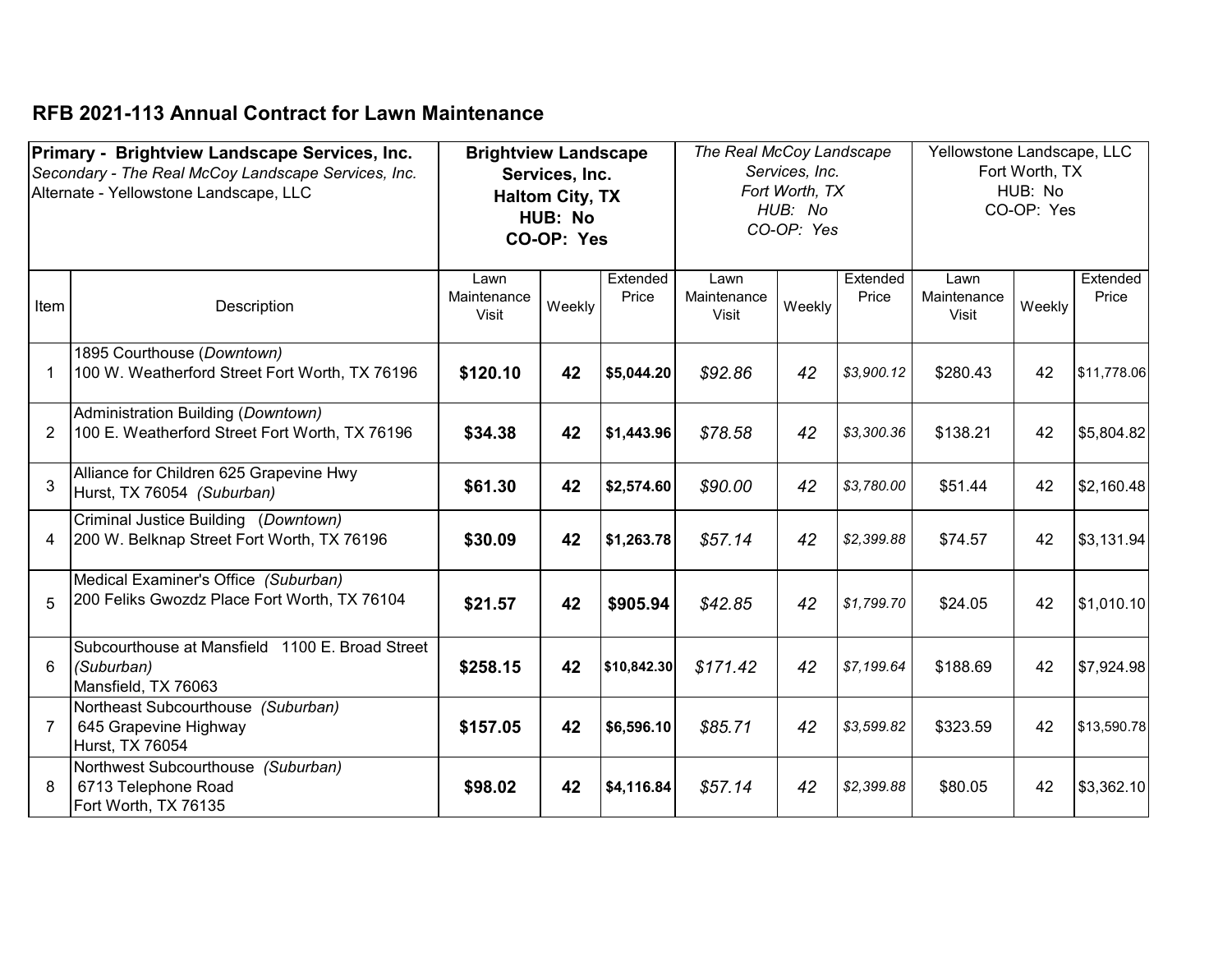## RFB 2021-113 Annual Contract for Lawn Maintenance

| **Primary - Brightview Landscape Services, Inc.**<br>*Secondary - The Real McCoy Landscape Services, Inc.*<br>Alternate - Yellowstone Landscape, LLC | | **Brightview Landscape Services, Inc.**<br>**Haltom City, TX**<br>**HUB: No**<br>**CO-OP: Yes** | | | *The Real McCoy Landscape Services, Inc.*<br>*Fort Worth, TX*<br>*HUB: No*<br>*CO-OP: Yes* | | | Yellowstone Landscape, LLC<br>Fort Worth, TX<br>HUB: No<br>CO-OP: Yes | | |
|---|---|---|---|---|---|---|---|---|---|---|
| Item | Description | Lawn Maintenance Visit | Weekly | Extended Price | Lawn Maintenance Visit | Weekly | Extended Price | Lawn Maintenance Visit | Weekly | Extended Price |
| 1 | 1895 Courthouse (*Downtown*)<br>100 W. Weatherford Street Fort Worth, TX 76196 | **$120.10** | **42** | **$5,044.20** | *$92.86* | *42* | *$3,900.12* | $280.43 | 42 | $11,778.06 |
| 2 | Administration Building (*Downtown*)<br>100 E. Weatherford Street Fort Worth, TX 76196 | **$34.38** | **42** | **$1,443.96** | *$78.58* | *42* | *$3,300.36* | $138.21 | 42 | $5,804.82 |
| 3 | Alliance for Children 625 Grapevine Hwy<br>Hurst, TX 76054 *(Suburban)* | **$61.30** | **42** | **$2,574.60** | *$90.00* | *42* | *$3,780.00* | $51.44 | 42 | $2,160.48 |
| 4 | Criminal Justice Building (*Downtown)*<br>200 W. Belknap Street Fort Worth, TX 76196 | **$30.09** | **42** | **$1,263.78** | *$57.14* | *42* | *$2,399.88* | $74.57 | 42 | $3,131.94 |
| 5 | Medical Examiner's Office *(Suburban)*<br>200 Feliks Gwozdz Place Fort Worth, TX 76104 | **$21.57** | **42** | **$905.94** | *$42.85* | *42* | *$1,799.70* | $24.05 | 42 | $1,010.10 |
| 6 | Subcourthouse at Mansfield 1100 E. Broad Street *(Suburban)*<br>Mansfield, TX 76063 | **$258.15** | **42** | **$10,842.30** | *$171.42* | *42* | *$7,199.64* | $188.69 | 42 | $7,924.98 |
| 7 | Northeast Subcourthouse *(Suburban)*<br>645 Grapevine Highway<br>Hurst, TX 76054 | **$157.05** | **42** | **$6,596.10** | *$85.71* | *42* | *$3,599.82* | $323.59 | 42 | $13,590.78 |
| 8 | Northwest Subcourthouse *(Suburban)*<br>6713 Telephone Road<br>Fort Worth, TX 76135 | **$98.02** | **42** | **$4,116.84** | *$57.14* | *42* | *$2,399.88* | $80.05 | 42 | $3,362.10 |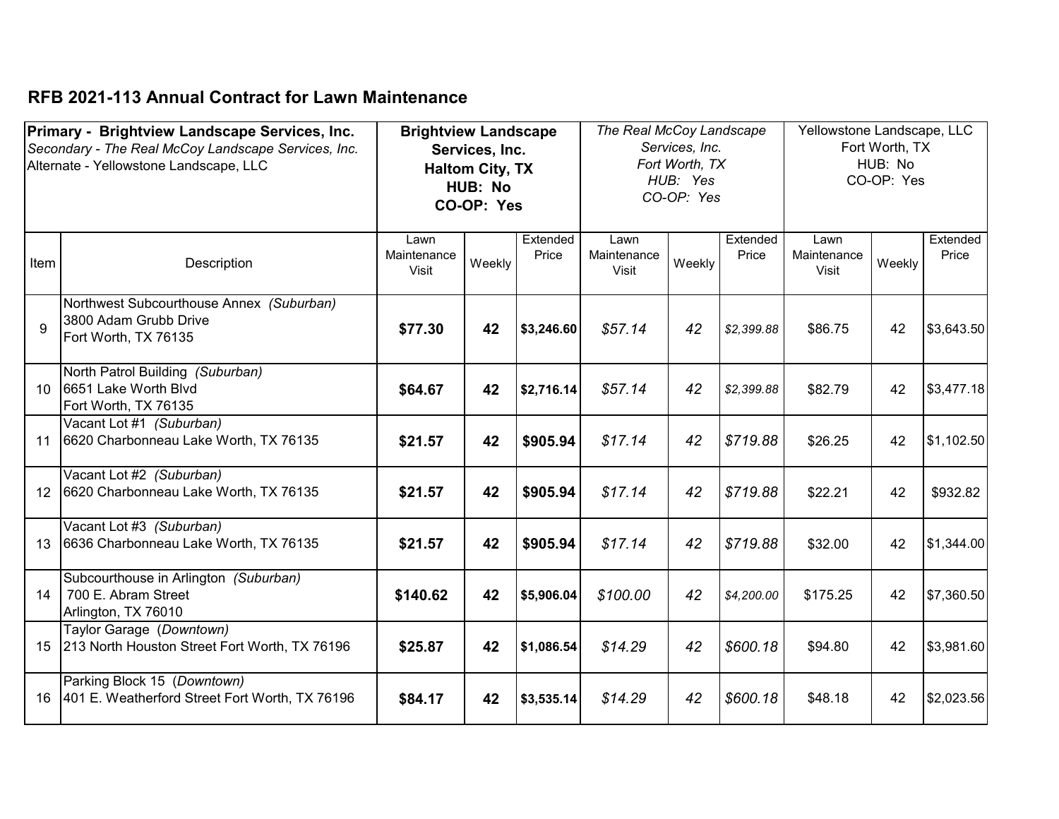## RFB 2021-113 Annual Contract for Lawn Maintenance

| Primary - **Brightview Landscape Services, Inc.**<br>*Secondary - The Real McCoy Landscape Services, Inc.*<br>Alternate - Yellowstone Landscape, LLC | | **Brightview Landscape Services, Inc.**<br>**Haltom City, TX**<br>**HUB: No**<br>**CO-OP: Yes** | | | *The Real McCoy Landscape Services, Inc.*<br>*Fort Worth, TX*<br>*HUB: Yes*<br>*CO-OP: Yes* | | | Yellowstone Landscape, LLC<br>Fort Worth, TX<br>HUB: No<br>CO-OP: Yes | | |
|---|---|---|---|---|---|---|---|---|---|---|
| Item | Description | Lawn Maintenance Visit | Weekly | Extended Price | Lawn Maintenance Visit | Weekly | Extended Price | Lawn Maintenance Visit | Weekly | Extended Price |
| 9 | Northwest Subcourthouse Annex *(Suburban)*<br>3800 Adam Grubb Drive<br>Fort Worth, TX 76135 | **$77.30** | **42** | **$3,246.60** | *$57.14* | *42* | *$2,399.88* | $86.75 | 42 | $3,643.50 |
| 10 | North Patrol Building *(Suburban)*<br>6651 Lake Worth Blvd<br>Fort Worth, TX 76135 | **$64.67** | **42** | **$2,716.14** | *$57.14* | *42* | *$2,399.88* | $82.79 | 42 | $3,477.18 |
| 11 | Vacant Lot #1 *(Suburban)*<br>6620 Charbonneau Lake Worth, TX 76135 | **$21.57** | **42** | **$905.94** | *$17.14* | *42* | *$719.88* | $26.25 | 42 | $1,102.50 |
| 12 | Vacant Lot #2 *(Suburban)*<br>6620 Charbonneau Lake Worth, TX 76135 | **$21.57** | **42** | **$905.94** | *$17.14* | *42* | *$719.88* | $22.21 | 42 | $932.82 |
| 13 | Vacant Lot #3 *(Suburban)*<br>6636 Charbonneau Lake Worth, TX 76135 | **$21.57** | **42** | **$905.94** | *$17.14* | *42* | *$719.88* | $32.00 | 42 | $1,344.00 |
| 14 | Subcourthouse in Arlington *(Suburban)*<br>700 E. Abram Street<br>Arlington, TX 76010 | **$140.62** | **42** | **$5,906.04** | *$100.00* | *42* | *$4,200.00* | $175.25 | 42 | $7,360.50 |
| 15 | Taylor Garage (*Downtown)*<br>213 North Houston Street Fort Worth, TX 76196 | **$25.87** | **42** | **$1,086.54** | *$14.29* | *42* | *$600.18* | $94.80 | 42 | $3,981.60 |
| 16 | Parking Block 15 (*Downtown)*<br>401 E. Weatherford Street Fort Worth, TX 76196 | **$84.17** | **42** | **$3,535.14** | *$14.29* | *42* | *$600.18* | $48.18 | 42 | $2,023.56 |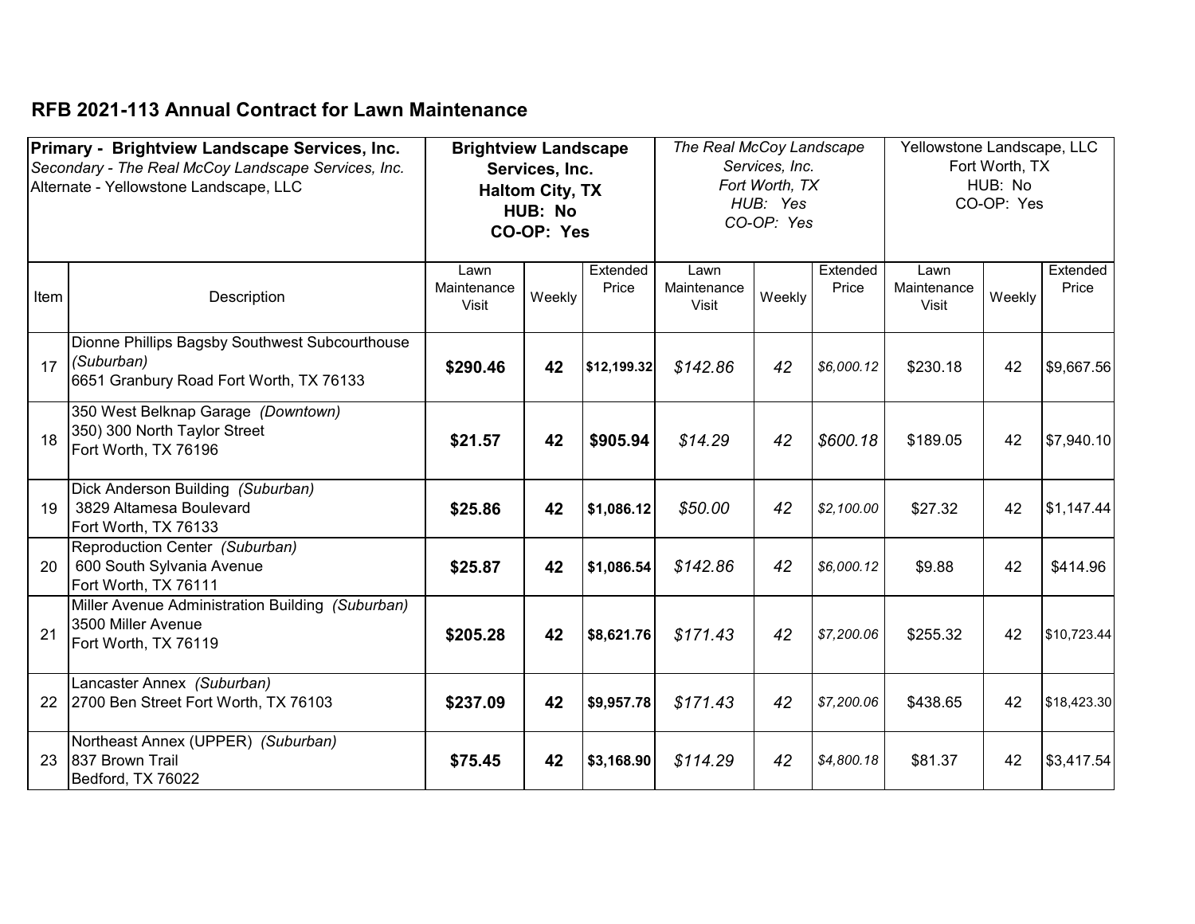## RFB 2021-113 Annual Contract for Lawn Maintenance

| **Primary - Brightview Landscape Services, Inc.**<br>*Secondary - The Real McCoy Landscape Services, Inc.*<br>Alternate - Yellowstone Landscape, LLC | | **Brightview Landscape Services, Inc.**<br>**Haltom City, TX**<br>**HUB: No**<br>**CO-OP: Yes** | | | *The Real McCoy Landscape Services, Inc.*<br>*Fort Worth, TX*<br>*HUB: Yes*<br>*CO-OP: Yes* | | | Yellowstone Landscape, LLC<br>Fort Worth, TX<br>HUB: No<br>CO-OP: Yes | | |
|---|---|---|---|---|---|---|---|---|---|---|
| Item | Description | Lawn Maintenance Visit | Weekly | Extended Price | Lawn Maintenance Visit | Weekly | Extended Price | Lawn Maintenance Visit | Weekly | Extended Price |
| 17 | Dionne Phillips Bagsby Southwest Subcourthouse *(Suburban)*<br>6651 Granbury Road Fort Worth, TX 76133 | **$290.46** | **42** | **$12,199.32** | *$142.86* | *42* | *$6,000.12* | $230.18 | 42 | $9,667.56 |
| 18 | 350 West Belknap Garage *(Downtown)*<br>350) 300 North Taylor Street<br>Fort Worth, TX 76196 | **$21.57** | **42** | **$905.94** | *$14.29* | *42* | *$600.18* | $189.05 | 42 | $7,940.10 |
| 19 | Dick Anderson Building *(Suburban)*<br>3829 Altamesa Boulevard<br>Fort Worth, TX 76133 | **$25.86** | **42** | **$1,086.12** | *$50.00* | *42* | *$2,100.00* | $27.32 | 42 | $1,147.44 |
| 20 | Reproduction Center *(Suburban)*<br>600 South Sylvania Avenue<br>Fort Worth, TX 76111 | **$25.87** | **42** | **$1,086.54** | *$142.86* | *42* | *$6,000.12* | $9.88 | 42 | $414.96 |
| 21 | Miller Avenue Administration Building *(Suburban)*<br>3500 Miller Avenue<br>Fort Worth, TX 76119 | **$205.28** | **42** | **$8,621.76** | *$171.43* | *42* | *$7,200.06* | $255.32 | 42 | $10,723.44 |
| 22 | Lancaster Annex *(Suburban)*<br>2700 Ben Street Fort Worth, TX 76103 | **$237.09** | **42** | **$9,957.78** | *$171.43* | *42* | *$7,200.06* | $438.65 | 42 | $18,423.30 |
| 23 | Northeast Annex (UPPER) *(Suburban)*<br>837 Brown Trail<br>Bedford, TX 76022 | **$75.45** | **42** | **$3,168.90** | *$114.29* | *42* | *$4,800.18* | $81.37 | 42 | $3,417.54 |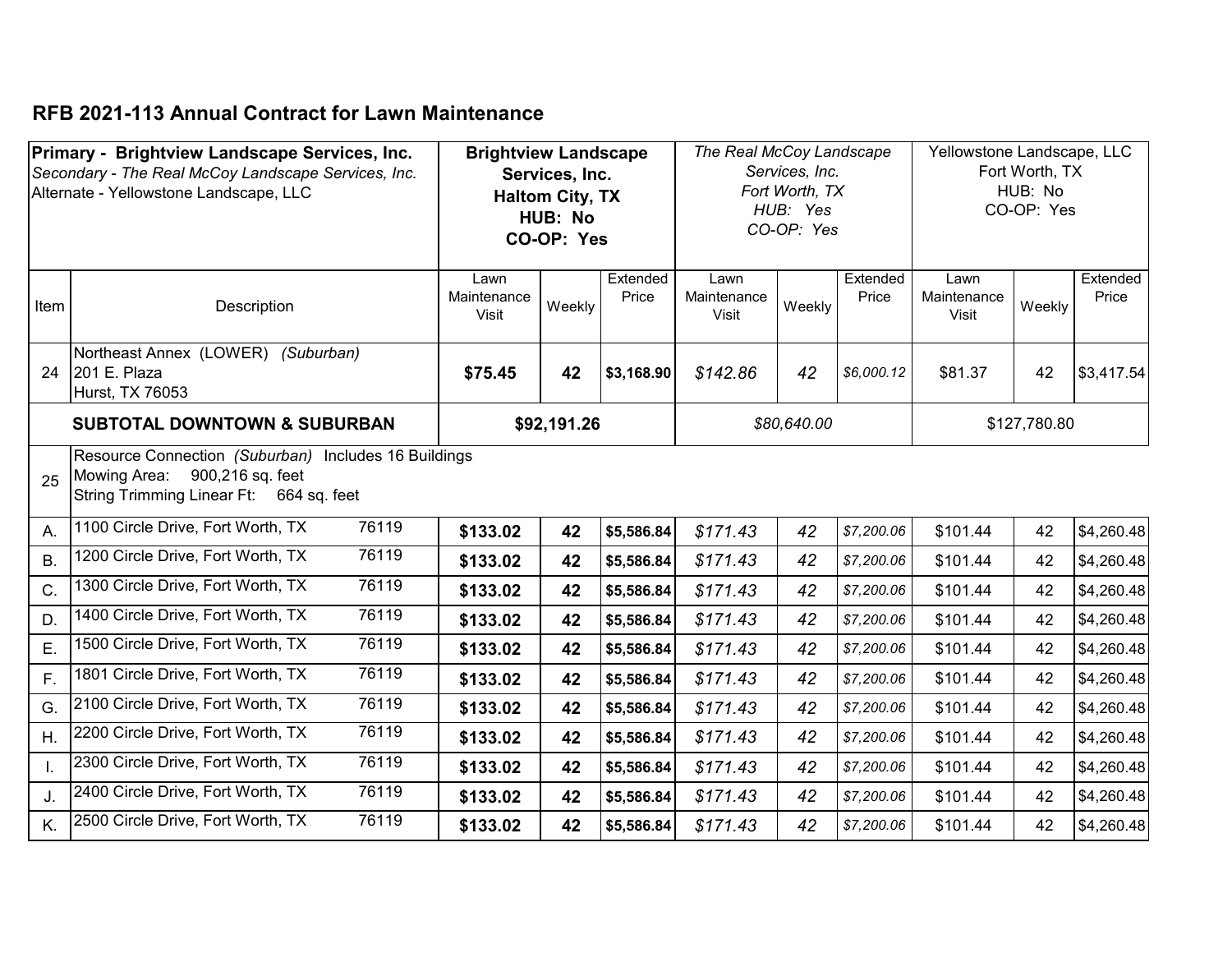## RFB 2021-113 Annual Contract for Lawn Maintenance

| **Primary - Brightview Landscape Services, Inc.** *Secondary - The Real McCoy Landscape Services, Inc.* Alternate - Yellowstone Landscape, LLC | | **Brightview Landscape Services, Inc. Haltom City, TX HUB: No CO-OP: Yes** | | | *The Real McCoy Landscape Services, Inc. Fort Worth, TX HUB: Yes CO-OP: Yes* | | | Yellowstone Landscape, LLC Fort Worth, TX HUB: No CO-OP: Yes | | |
|---|---|---|---|---|---|---|---|---|---|---|
| Item | Description | Lawn Maintenance Visit | Weekly | Extended Price | Lawn Maintenance Visit | Weekly | Extended Price | Lawn Maintenance Visit | Weekly | Extended Price |
| 24 | Northeast Annex (LOWER) *(Suburban)* 201 E. Plaza Hurst, TX 76053 | **$75.45** | **42** | **$3,168.90** | *$142.86* | *42* | *$6,000.12* | $81.37 | 42 | $3,417.54 |
| | **SUBTOTAL DOWNTOWN & SUBURBAN** | **$92,191.26** | | | *$80,640.00* | | | $127,780.80 | | |
| 25 | Resource Connection *(Suburban)* Includes 16 Buildings Mowing Area: 900,216 sq. feet String Trimming Linear Ft: 664 sq. feet | | | | | | | | | |
| A. | 1100 Circle Drive, Fort Worth, TX 76119 | **$133.02** | **42** | **$5,586.84** | *$171.43* | *42* | *$7,200.06* | $101.44 | 42 | $4,260.48 |
| B. | 1200 Circle Drive, Fort Worth, TX 76119 | **$133.02** | **42** | **$5,586.84** | *$171.43* | *42* | *$7,200.06* | $101.44 | 42 | $4,260.48 |
| C. | 1300 Circle Drive, Fort Worth, TX 76119 | **$133.02** | **42** | **$5,586.84** | *$171.43* | *42* | *$7,200.06* | $101.44 | 42 | $4,260.48 |
| D. | 1400 Circle Drive, Fort Worth, TX 76119 | **$133.02** | **42** | **$5,586.84** | *$171.43* | *42* | *$7,200.06* | $101.44 | 42 | $4,260.48 |
| E. | 1500 Circle Drive, Fort Worth, TX 76119 | **$133.02** | **42** | **$5,586.84** | *$171.43* | *42* | *$7,200.06* | $101.44 | 42 | $4,260.48 |
| F. | 1801 Circle Drive, Fort Worth, TX 76119 | **$133.02** | **42** | **$5,586.84** | *$171.43* | *42* | *$7,200.06* | $101.44 | 42 | $4,260.48 |
| G. | 2100 Circle Drive, Fort Worth, TX 76119 | **$133.02** | **42** | **$5,586.84** | *$171.43* | *42* | *$7,200.06* | $101.44 | 42 | $4,260.48 |
| H. | 2200 Circle Drive, Fort Worth, TX 76119 | **$133.02** | **42** | **$5,586.84** | *$171.43* | *42* | *$7,200.06* | $101.44 | 42 | $4,260.48 |
| I. | 2300 Circle Drive, Fort Worth, TX 76119 | **$133.02** | **42** | **$5,586.84** | *$171.43* | *42* | *$7,200.06* | $101.44 | 42 | $4,260.48 |
| J. | 2400 Circle Drive, Fort Worth, TX 76119 | **$133.02** | **42** | **$5,586.84** | *$171.43* | *42* | *$7,200.06* | $101.44 | 42 | $4,260.48 |
| K. | 2500 Circle Drive, Fort Worth, TX 76119 | **$133.02** | **42** | **$5,586.84** | *$171.43* | *42* | *$7,200.06* | $101.44 | 42 | $4,260.48 |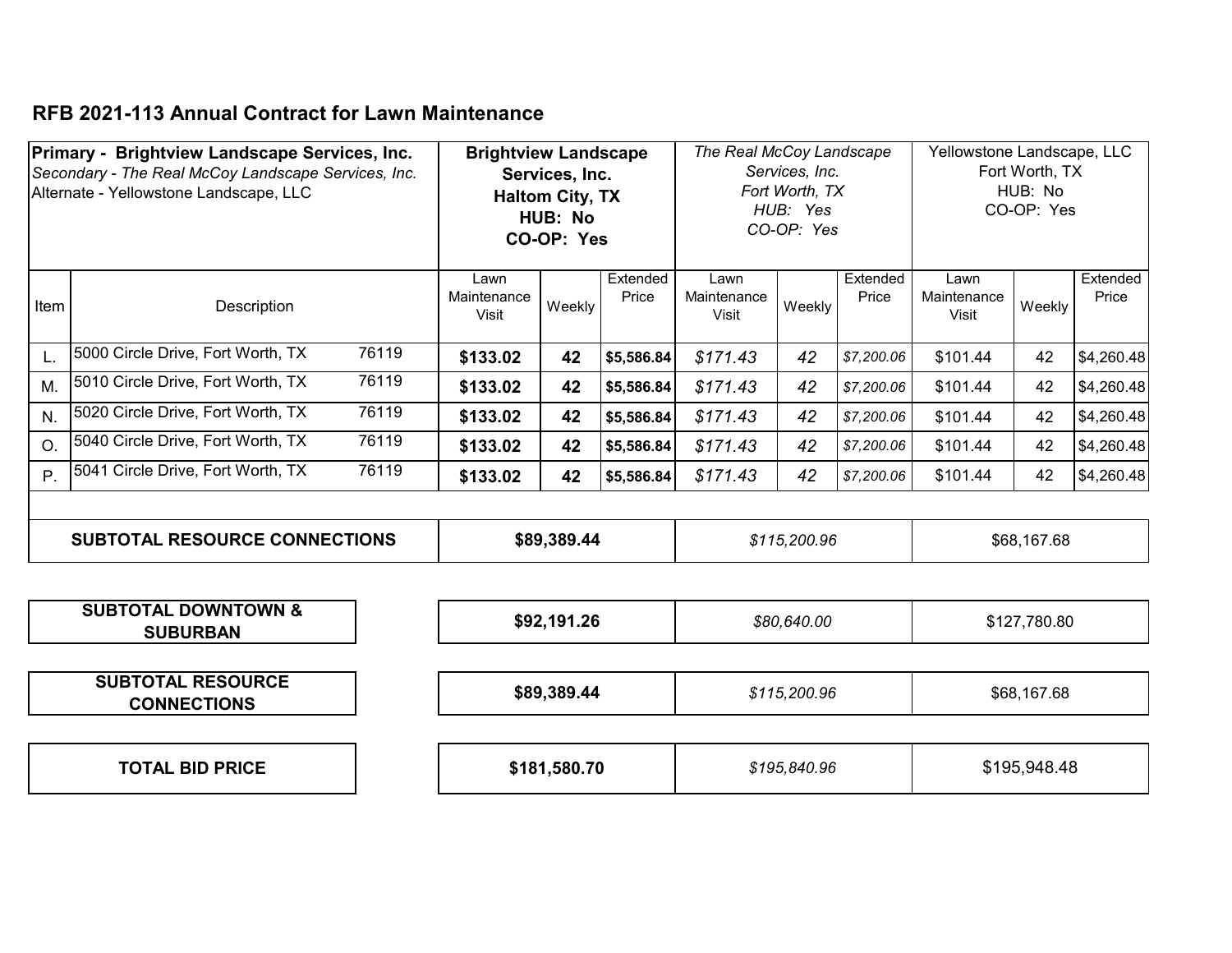## RFB 2021-113 Annual Contract for Lawn Maintenance

| **Primary - Brightview Landscape Services, Inc.**<br>*Secondary - The Real McCoy Landscape Services, Inc.*<br>Alternate - Yellowstone Landscape, LLC | | **Brightview Landscape Services, Inc.**<br>**Haltom City, TX**<br>**HUB: No**<br>**CO-OP: Yes** | | | *The Real McCoy Landscape Services, Inc.*<br>*Fort Worth, TX*<br>*HUB: Yes*<br>*CO-OP: Yes* | | | Yellowstone Landscape, LLC<br>Fort Worth, TX<br>HUB: No<br>CO-OP: Yes | | |
|---|---|---|---|---|---|---|---|---|---|---|
| Item | Description | Lawn Maintenance Visit | Weekly | Extended Price | Lawn Maintenance Visit | Weekly | Extended Price | Lawn Maintenance Visit | Weekly | Extended Price |
| L. | 5000 Circle Drive, Fort Worth, TX 76119 | **$133.02** | **42** | **$5,586.84** | *$171.43* | *42* | *$7,200.06* | $101.44 | 42 | $4,260.48 |
| M. | 5010 Circle Drive, Fort Worth, TX 76119 | **$133.02** | **42** | **$5,586.84** | *$171.43* | *42* | *$7,200.06* | $101.44 | 42 | $4,260.48 |
| N. | 5020 Circle Drive, Fort Worth, TX 76119 | **$133.02** | **42** | **$5,586.84** | *$171.43* | *42* | *$7,200.06* | $101.44 | 42 | $4,260.48 |
| O. | 5040 Circle Drive, Fort Worth, TX 76119 | **$133.02** | **42** | **$5,586.84** | *$171.43* | *42* | *$7,200.06* | $101.44 | 42 | $4,260.48 |
| P. | 5041 Circle Drive, Fort Worth, TX 76119 | **$133.02** | **42** | **$5,586.84** | *$171.43* | *42* | *$7,200.06* | $101.44 | 42 | $4,260.48 |
| **SUBTOTAL RESOURCE CONNECTIONS** | | **$89,389.44** | | | *$115,200.96* | | | $68,167.68 | | |

| | Brightview Landscape Services, Inc. | The Real McCoy Landscape Services, Inc. | Yellowstone Landscape, LLC |
|---|---|---|---|
| **SUBTOTAL DOWNTOWN & SUBURBAN** | **$92,191.26** | *$80,640.00* | $127,780.80 |
| **SUBTOTAL RESOURCE CONNECTIONS** | **$89,389.44** | *$115,200.96* | $68,167.68 |
| **TOTAL BID PRICE** | **$181,580.70** | *$195,840.96* | $195,948.48 |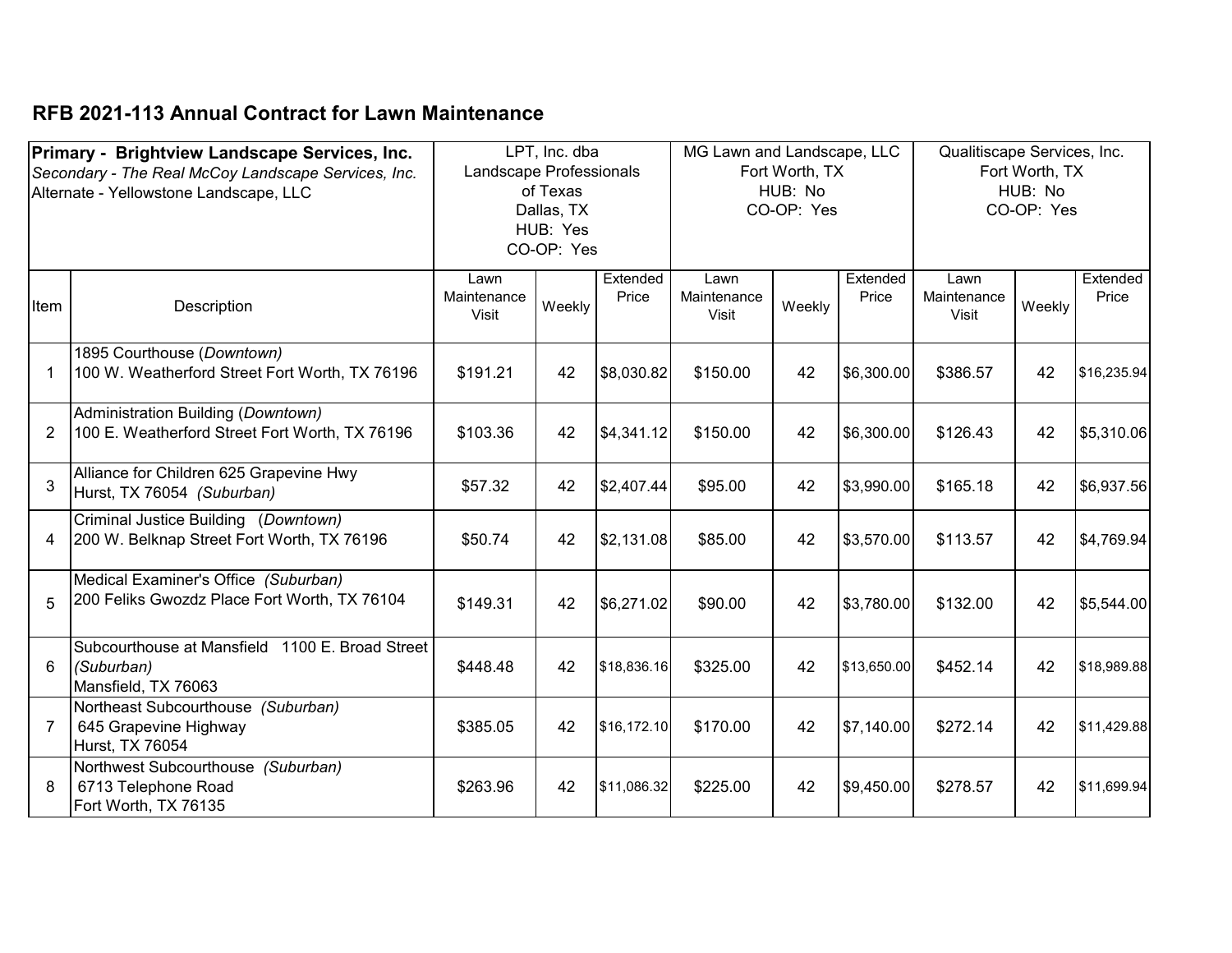## RFB 2021-113 Annual Contract for Lawn Maintenance

| **Primary - Brightview Landscape Services, Inc.**<br>*Secondary - The Real McCoy Landscape Services, Inc.*<br>Alternate - Yellowstone Landscape, LLC | | LPT, Inc. dba<br>Landscape Professionals<br>of Texas<br>Dallas, TX<br>HUB: Yes<br>CO-OP: Yes | | | MG Lawn and Landscape, LLC<br>Fort Worth, TX<br>HUB: No<br>CO-OP: Yes | | | Qualitiscape Services, Inc.<br>Fort Worth, TX<br>HUB: No<br>CO-OP: Yes | | |
|---|---|---|---|---|---|---|---|---|---|---|
| Item | Description | Lawn Maintenance Visit | Weekly | Extended Price | Lawn Maintenance Visit | Weekly | Extended Price | Lawn Maintenance Visit | Weekly | Extended Price |
| 1 | 1895 Courthouse (*Downtown*)<br>100 W. Weatherford Street Fort Worth, TX 76196 | $191.21 | 42 | $8,030.82 | $150.00 | 42 | $6,300.00 | $386.57 | 42 | $16,235.94 |
| 2 | Administration Building (*Downtown*)<br>100 E. Weatherford Street Fort Worth, TX 76196 | $103.36 | 42 | $4,341.12 | $150.00 | 42 | $6,300.00 | $126.43 | 42 | $5,310.06 |
| 3 | Alliance for Children 625 Grapevine Hwy<br>Hurst, TX 76054 *(Suburban)* | $57.32 | 42 | $2,407.44 | $95.00 | 42 | $3,990.00 | $165.18 | 42 | $6,937.56 |
| 4 | Criminal Justice Building (*Downtown)*<br>200 W. Belknap Street Fort Worth, TX 76196 | $50.74 | 42 | $2,131.08 | $85.00 | 42 | $3,570.00 | $113.57 | 42 | $4,769.94 |
| 5 | Medical Examiner's Office *(Suburban)*<br>200 Feliks Gwozdz Place Fort Worth, TX 76104 | $149.31 | 42 | $6,271.02 | $90.00 | 42 | $3,780.00 | $132.00 | 42 | $5,544.00 |
| 6 | Subcourthouse at Mansfield 1100 E. Broad Street *(Suburban)*<br>Mansfield, TX 76063 | $448.48 | 42 | $18,836.16 | $325.00 | 42 | $13,650.00 | $452.14 | 42 | $18,989.88 |
| 7 | Northeast Subcourthouse *(Suburban)*<br>645 Grapevine Highway<br>Hurst, TX 76054 | $385.05 | 42 | $16,172.10 | $170.00 | 42 | $7,140.00 | $272.14 | 42 | $11,429.88 |
| 8 | Northwest Subcourthouse *(Suburban)*<br>6713 Telephone Road<br>Fort Worth, TX 76135 | $263.96 | 42 | $11,086.32 | $225.00 | 42 | $9,450.00 | $278.57 | 42 | $11,699.94 |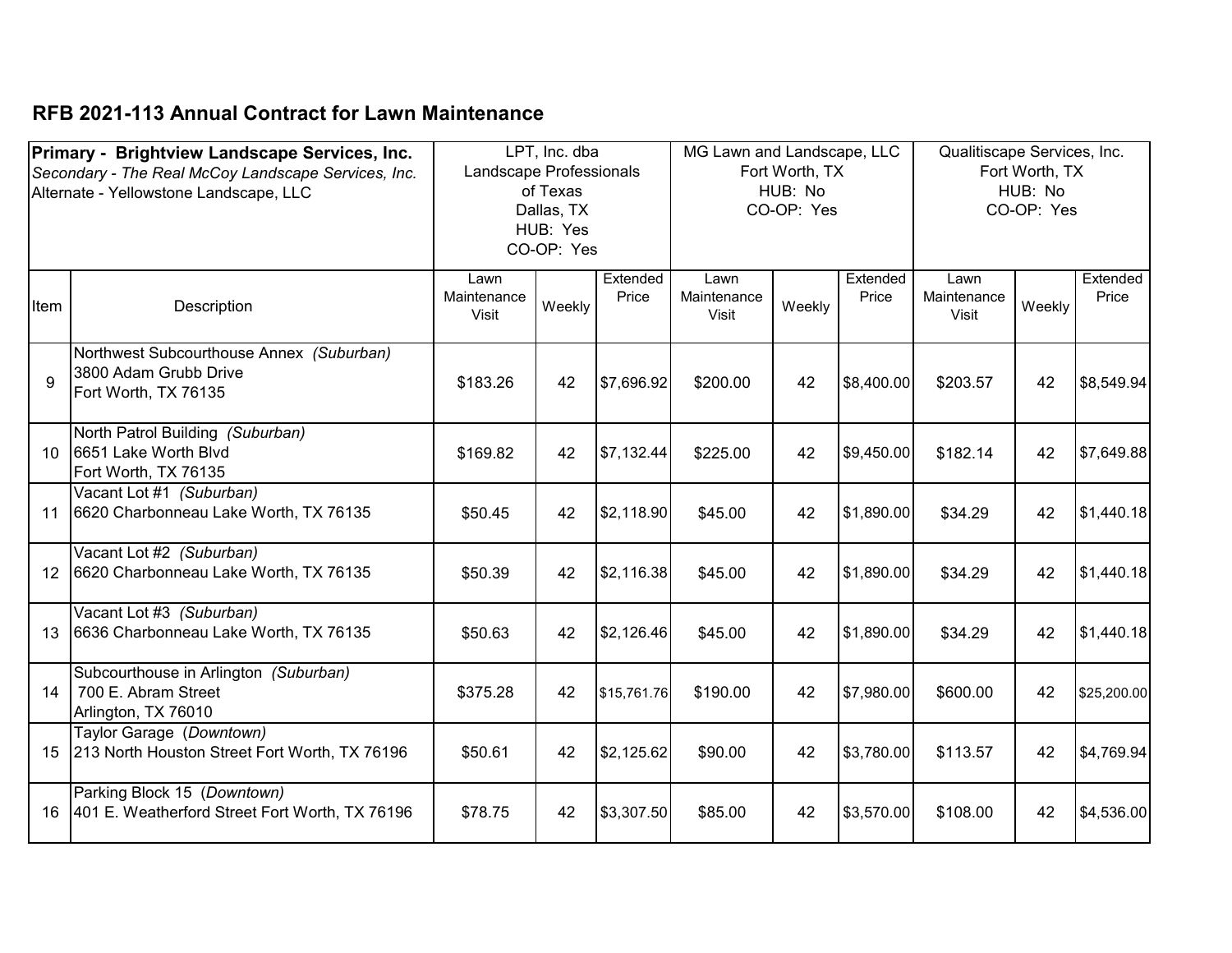## RFB 2021-113 Annual Contract for Lawn Maintenance

| **Primary - Brightview Landscape Services, Inc.**<br>*Secondary - The Real McCoy Landscape Services, Inc.*<br>Alternate - Yellowstone Landscape, LLC | | LPT, Inc. dba<br>Landscape Professionals<br>of Texas<br>Dallas, TX<br>HUB: Yes<br>CO-OP: Yes | | | MG Lawn and Landscape, LLC<br>Fort Worth, TX<br>HUB: No<br>CO-OP: Yes | | | Qualitiscape Services, Inc.<br>Fort Worth, TX<br>HUB: No<br>CO-OP: Yes | | |
|---|---|---|---|---|---|---|---|---|---|---|
| Item | Description | Lawn Maintenance Visit | Weekly | Extended Price | Lawn Maintenance Visit | Weekly | Extended Price | Lawn Maintenance Visit | Weekly | Extended Price |
| 9 | Northwest Subcourthouse Annex *(Suburban)*<br>3800 Adam Grubb Drive<br>Fort Worth, TX 76135 | $183.26 | 42 | $7,696.92 | $200.00 | 42 | $8,400.00 | $203.57 | 42 | $8,549.94 |
| 10 | North Patrol Building *(Suburban)*<br>6651 Lake Worth Blvd<br>Fort Worth, TX 76135 | $169.82 | 42 | $7,132.44 | $225.00 | 42 | $9,450.00 | $182.14 | 42 | $7,649.88 |
| 11 | Vacant Lot #1 *(Suburban)*<br>6620 Charbonneau Lake Worth, TX 76135 | $50.45 | 42 | $2,118.90 | $45.00 | 42 | $1,890.00 | $34.29 | 42 | $1,440.18 |
| 12 | Vacant Lot #2 *(Suburban)*<br>6620 Charbonneau Lake Worth, TX 76135 | $50.39 | 42 | $2,116.38 | $45.00 | 42 | $1,890.00 | $34.29 | 42 | $1,440.18 |
| 13 | Vacant Lot #3 *(Suburban)*<br>6636 Charbonneau Lake Worth, TX 76135 | $50.63 | 42 | $2,126.46 | $45.00 | 42 | $1,890.00 | $34.29 | 42 | $1,440.18 |
| 14 | Subcourthouse in Arlington *(Suburban)*<br>700 E. Abram Street<br>Arlington, TX 76010 | $375.28 | 42 | $15,761.76 | $190.00 | 42 | $7,980.00 | $600.00 | 42 | $25,200.00 |
| 15 | Taylor Garage (*Downtown)*<br>213 North Houston Street Fort Worth, TX 76196 | $50.61 | 42 | $2,125.62 | $90.00 | 42 | $3,780.00 | $113.57 | 42 | $4,769.94 |
| 16 | Parking Block 15 (*Downtown)*<br>401 E. Weatherford Street Fort Worth, TX 76196 | $78.75 | 42 | $3,307.50 | $85.00 | 42 | $3,570.00 | $108.00 | 42 | $4,536.00 |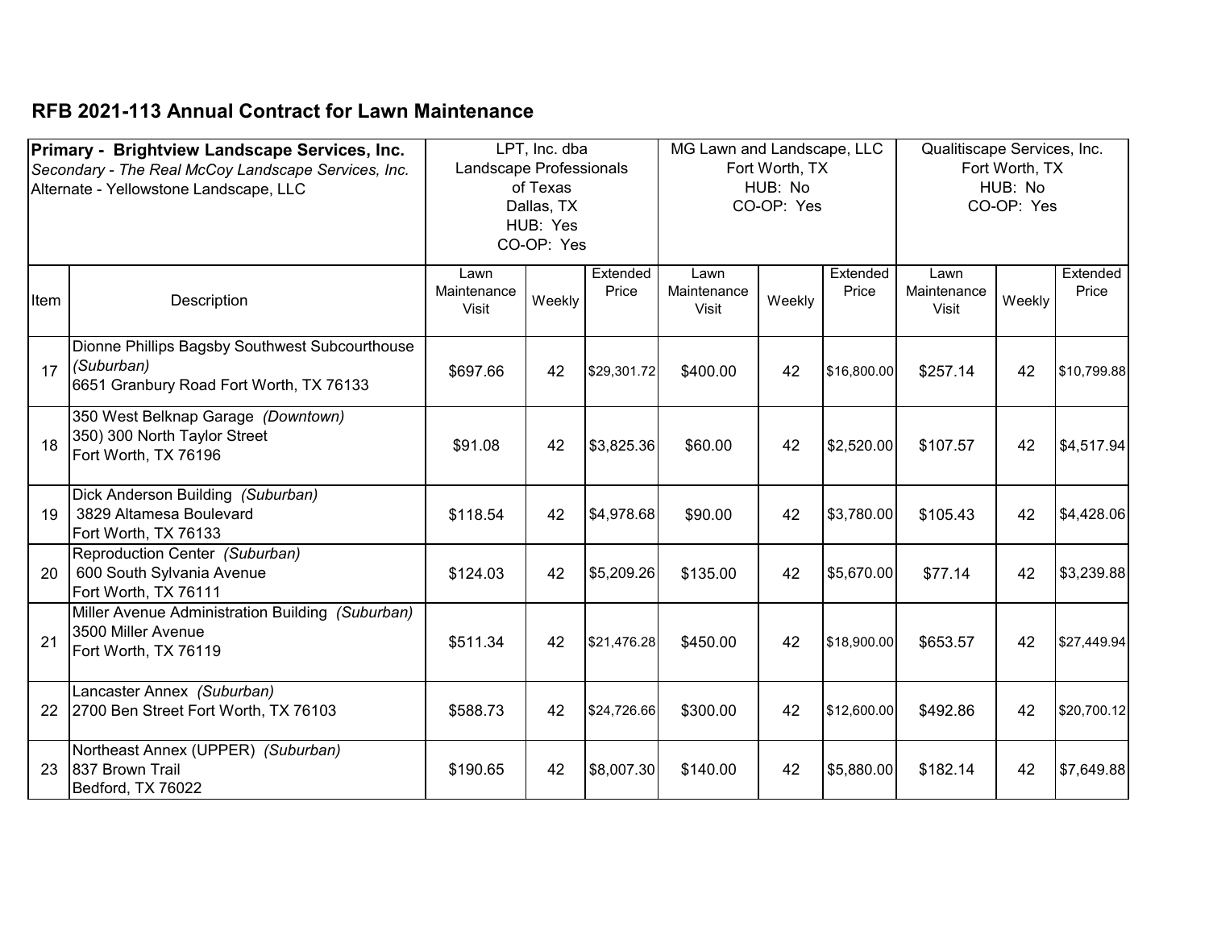## RFB 2021-113 Annual Contract for Lawn Maintenance

| **Primary - Brightview Landscape Services, Inc.**<br>*Secondary - The Real McCoy Landscape Services, Inc.*<br>Alternate - Yellowstone Landscape, LLC | | LPT, Inc. dba<br>Landscape Professionals<br>of Texas<br>Dallas, TX<br>HUB: Yes<br>CO-OP: Yes | | | MG Lawn and Landscape, LLC<br>Fort Worth, TX<br>HUB: No<br>CO-OP: Yes | | | Qualitiscape Services, Inc.<br>Fort Worth, TX<br>HUB: No<br>CO-OP: Yes | | |
|---|---|---|---|---|---|---|---|---|---|---|
| Item | Description | Lawn Maintenance Visit | Weekly | Extended Price | Lawn Maintenance Visit | Weekly | Extended Price | Lawn Maintenance Visit | Weekly | Extended Price |
| 17 | Dionne Phillips Bagsby Southwest Subcourthouse *(Suburban)*<br>6651 Granbury Road Fort Worth, TX 76133 | $697.66 | 42 | $29,301.72 | $400.00 | 42 | $16,800.00 | $257.14 | 42 | $10,799.88 |
| 18 | 350 West Belknap Garage *(Downtown)*<br>350) 300 North Taylor Street<br>Fort Worth, TX 76196 | $91.08 | 42 | $3,825.36 | $60.00 | 42 | $2,520.00 | $107.57 | 42 | $4,517.94 |
| 19 | Dick Anderson Building *(Suburban)*<br>3829 Altamesa Boulevard<br>Fort Worth, TX 76133 | $118.54 | 42 | $4,978.68 | $90.00 | 42 | $3,780.00 | $105.43 | 42 | $4,428.06 |
| 20 | Reproduction Center *(Suburban)*<br>600 South Sylvania Avenue<br>Fort Worth, TX 76111 | $124.03 | 42 | $5,209.26 | $135.00 | 42 | $5,670.00 | $77.14 | 42 | $3,239.88 |
| 21 | Miller Avenue Administration Building *(Suburban)*<br>3500 Miller Avenue<br>Fort Worth, TX 76119 | $511.34 | 42 | $21,476.28 | $450.00 | 42 | $18,900.00 | $653.57 | 42 | $27,449.94 |
| 22 | Lancaster Annex *(Suburban)*<br>2700 Ben Street Fort Worth, TX 76103 | $588.73 | 42 | $24,726.66 | $300.00 | 42 | $12,600.00 | $492.86 | 42 | $20,700.12 |
| 23 | Northeast Annex (UPPER) *(Suburban)*<br>837 Brown Trail<br>Bedford, TX 76022 | $190.65 | 42 | $8,007.30 | $140.00 | 42 | $5,880.00 | $182.14 | 42 | $7,649.88 |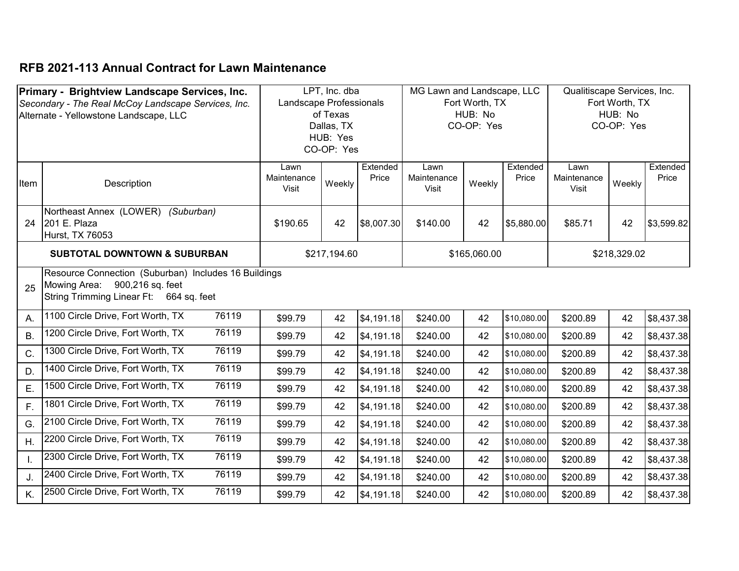## RFB 2021-113 Annual Contract for Lawn Maintenance

| **Primary - Brightview Landscape Services, Inc.**<br>*Secondary - The Real McCoy Landscape Services, Inc.*<br>Alternate - Yellowstone Landscape, LLC | | LPT, Inc. dba Landscape Professionals of Texas<br>Dallas, TX<br>HUB: Yes<br>CO-OP: Yes | | | MG Lawn and Landscape, LLC<br>Fort Worth, TX<br>HUB: No<br>CO-OP: Yes | | | Qualitiscape Services, Inc.<br>Fort Worth, TX<br>HUB: No<br>CO-OP: Yes | | |
|---|---|---|---|---|---|---|---|---|---|---|
| Item | Description | Lawn Maintenance Visit | Weekly | Extended Price | Lawn Maintenance Visit | Weekly | Extended Price | Lawn Maintenance Visit | Weekly | Extended Price |
| 24 | Northeast Annex (LOWER) *(Suburban)*<br>201 E. Plaza<br>Hurst, TX 76053 | $190.65 | 42 | $8,007.30 | $140.00 | 42 | $5,880.00 | $85.71 | 42 | $3,599.82 |
| | **SUBTOTAL DOWNTOWN & SUBURBAN** | $217,194.60 | | | $165,060.00 | | | $218,329.02 | | |
| 25 | Resource Connection (Suburban) Includes 16 Buildings<br>Mowing Area: 900,216 sq. feet<br>String Trimming Linear Ft: 664 sq. feet | | | | | | | | | |
| A. | 1100 Circle Drive, Fort Worth, TX 76119 | $99.79 | 42 | $4,191.18 | $240.00 | 42 | $10,080.00 | $200.89 | 42 | $8,437.38 |
| B. | 1200 Circle Drive, Fort Worth, TX 76119 | $99.79 | 42 | $4,191.18 | $240.00 | 42 | $10,080.00 | $200.89 | 42 | $8,437.38 |
| C. | 1300 Circle Drive, Fort Worth, TX 76119 | $99.79 | 42 | $4,191.18 | $240.00 | 42 | $10,080.00 | $200.89 | 42 | $8,437.38 |
| D. | 1400 Circle Drive, Fort Worth, TX 76119 | $99.79 | 42 | $4,191.18 | $240.00 | 42 | $10,080.00 | $200.89 | 42 | $8,437.38 |
| E. | 1500 Circle Drive, Fort Worth, TX 76119 | $99.79 | 42 | $4,191.18 | $240.00 | 42 | $10,080.00 | $200.89 | 42 | $8,437.38 |
| F. | 1801 Circle Drive, Fort Worth, TX 76119 | $99.79 | 42 | $4,191.18 | $240.00 | 42 | $10,080.00 | $200.89 | 42 | $8,437.38 |
| G. | 2100 Circle Drive, Fort Worth, TX 76119 | $99.79 | 42 | $4,191.18 | $240.00 | 42 | $10,080.00 | $200.89 | 42 | $8,437.38 |
| H. | 2200 Circle Drive, Fort Worth, TX 76119 | $99.79 | 42 | $4,191.18 | $240.00 | 42 | $10,080.00 | $200.89 | 42 | $8,437.38 |
| I. | 2300 Circle Drive, Fort Worth, TX 76119 | $99.79 | 42 | $4,191.18 | $240.00 | 42 | $10,080.00 | $200.89 | 42 | $8,437.38 |
| J. | 2400 Circle Drive, Fort Worth, TX 76119 | $99.79 | 42 | $4,191.18 | $240.00 | 42 | $10,080.00 | $200.89 | 42 | $8,437.38 |
| K. | 2500 Circle Drive, Fort Worth, TX 76119 | $99.79 | 42 | $4,191.18 | $240.00 | 42 | $10,080.00 | $200.89 | 42 | $8,437.38 |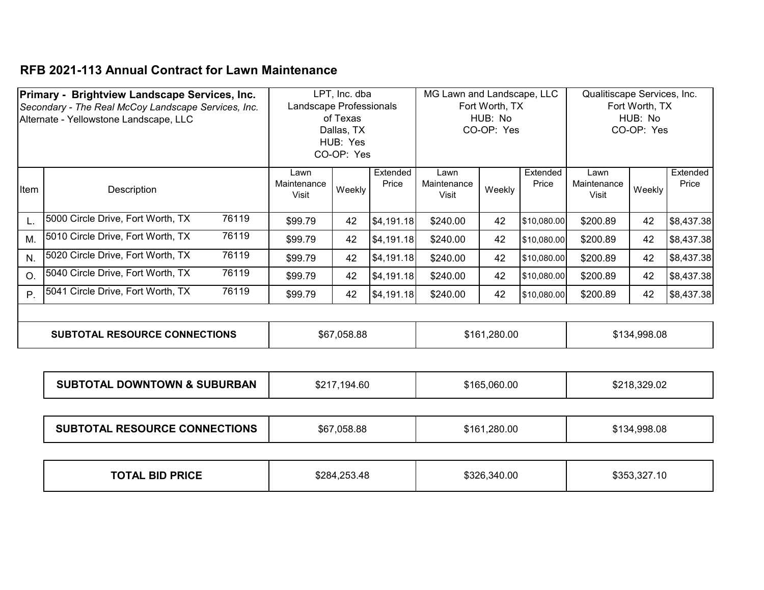## RFB 2021-113 Annual Contract for Lawn Maintenance

| **Primary - Brightview Landscape Services, Inc.**<br>*Secondary - The Real McCoy Landscape Services, Inc.*<br>Alternate - Yellowstone Landscape, LLC | | LPT, Inc. dba Landscape Professionals of Texas<br>Dallas, TX<br>HUB: Yes<br>CO-OP: Yes | | | MG Lawn and Landscape, LLC<br>Fort Worth, TX<br>HUB: No<br>CO-OP: Yes | | | Qualitiscape Services, Inc.<br>Fort Worth, TX<br>HUB: No<br>CO-OP: Yes | | |
|---|---|---|---|---|---|---|---|---|---|---|
| Item | Description | Lawn Maintenance Visit | Weekly | Extended Price | Lawn Maintenance Visit | Weekly | Extended Price | Lawn Maintenance Visit | Weekly | Extended Price |
| L. | 5000 Circle Drive, Fort Worth, TX 76119 | $99.79 | 42 | $4,191.18 | $240.00 | 42 | $10,080.00 | $200.89 | 42 | $8,437.38 |
| M. | 5010 Circle Drive, Fort Worth, TX 76119 | $99.79 | 42 | $4,191.18 | $240.00 | 42 | $10,080.00 | $200.89 | 42 | $8,437.38 |
| N. | 5020 Circle Drive, Fort Worth, TX 76119 | $99.79 | 42 | $4,191.18 | $240.00 | 42 | $10,080.00 | $200.89 | 42 | $8,437.38 |
| O. | 5040 Circle Drive, Fort Worth, TX 76119 | $99.79 | 42 | $4,191.18 | $240.00 | 42 | $10,080.00 | $200.89 | 42 | $8,437.38 |
| P. | 5041 Circle Drive, Fort Worth, TX 76119 | $99.79 | 42 | $4,191.18 | $240.00 | 42 | $10,080.00 | $200.89 | 42 | $8,437.38 |
| | | | | | | | | | | |
| **SUBTOTAL RESOURCE CONNECTIONS** | | $67,058.88 | | | $161,280.00 | | | $134,998.08 | | |

| | LPT, Inc. dba Landscape Professionals of Texas | MG Lawn and Landscape, LLC | Qualitiscape Services, Inc. |
|---|---|---|---|
| **SUBTOTAL DOWNTOWN & SUBURBAN** | $217,194.60 | $165,060.00 | $218,329.02 |
| **SUBTOTAL RESOURCE CONNECTIONS** | $67,058.88 | $161,280.00 | $134,998.08 |
| **TOTAL BID PRICE** | $284,253.48 | $326,340.00 | $353,327.10 |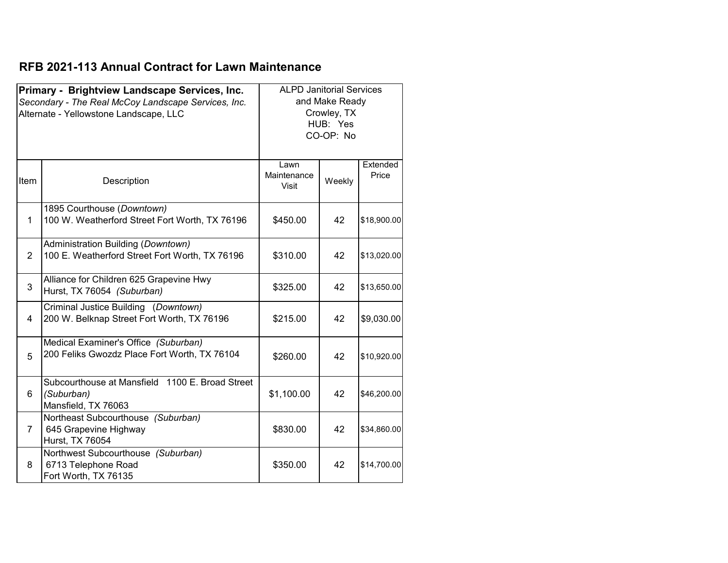## RFB 2021-113 Annual Contract for Lawn Maintenance

| **Primary - Brightview Landscape Services, Inc.**<br>*Secondary - The Real McCoy Landscape Services, Inc.*<br>Alternate - Yellowstone Landscape, LLC | | ALPD Janitorial Services and Make Ready<br>Crowley, TX<br>HUB: Yes<br>CO-OP: No | | |
|---|---|---|---|---|
| Item | Description | Lawn Maintenance Visit | Weekly | Extended Price |
| 1 | 1895 Courthouse (*Downtown)*<br>100 W. Weatherford Street Fort Worth, TX 76196 | $450.00 | 42 | $18,900.00 |
| 2 | Administration Building (*Downtown)*<br>100 E. Weatherford Street Fort Worth, TX 76196 | $310.00 | 42 | $13,020.00 |
| 3 | Alliance for Children 625 Grapevine Hwy<br>Hurst, TX 76054 *(Suburban)* | $325.00 | 42 | $13,650.00 |
| 4 | Criminal Justice Building (*Downtown)*<br>200 W. Belknap Street Fort Worth, TX 76196 | $215.00 | 42 | $9,030.00 |
| 5 | Medical Examiner's Office *(Suburban)*<br>200 Feliks Gwozdz Place Fort Worth, TX 76104 | $260.00 | 42 | $10,920.00 |
| 6 | Subcourthouse at Mansfield 1100 E. Broad Street *(Suburban)*<br>Mansfield, TX 76063 | $1,100.00 | 42 | $46,200.00 |
| 7 | Northeast Subcourthouse *(Suburban)*<br>645 Grapevine Highway<br>Hurst, TX 76054 | $830.00 | 42 | $34,860.00 |
| 8 | Northwest Subcourthouse *(Suburban)*<br>6713 Telephone Road<br>Fort Worth, TX 76135 | $350.00 | 42 | $14,700.00 |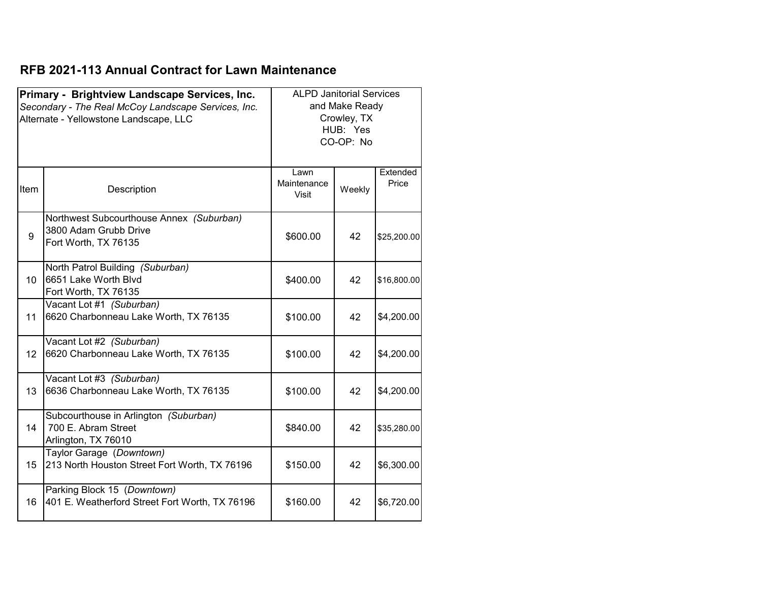## RFB 2021-113 Annual Contract for Lawn Maintenance

| **Primary - Brightview Landscape Services, Inc.**<br>*Secondary - The Real McCoy Landscape Services, Inc.*<br>Alternate - Yellowstone Landscape, LLC | | ALPD Janitorial Services and Make Ready<br>Crowley, TX<br>HUB: Yes<br>CO-OP: No | | |
|---|---|---|---|---|
| Item | Description | Lawn Maintenance Visit | Weekly | Extended Price |
| 9 | Northwest Subcourthouse Annex *(Suburban)*<br>3800 Adam Grubb Drive<br>Fort Worth, TX 76135 | $600.00 | 42 | $25,200.00 |
| 10 | North Patrol Building *(Suburban)*<br>6651 Lake Worth Blvd<br>Fort Worth, TX 76135 | $400.00 | 42 | $16,800.00 |
| 11 | Vacant Lot #1 *(Suburban)*<br>6620 Charbonneau Lake Worth, TX 76135 | $100.00 | 42 | $4,200.00 |
| 12 | Vacant Lot #2 *(Suburban)*<br>6620 Charbonneau Lake Worth, TX 76135 | $100.00 | 42 | $4,200.00 |
| 13 | Vacant Lot #3 *(Suburban)*<br>6636 Charbonneau Lake Worth, TX 76135 | $100.00 | 42 | $4,200.00 |
| 14 | Subcourthouse in Arlington *(Suburban)*<br>700 E. Abram Street<br>Arlington, TX 76010 | $840.00 | 42 | $35,280.00 |
| 15 | Taylor Garage (*Downtown)*<br>213 North Houston Street Fort Worth, TX 76196 | $150.00 | 42 | $6,300.00 |
| 16 | Parking Block 15 (*Downtown)*<br>401 E. Weatherford Street Fort Worth, TX 76196 | $160.00 | 42 | $6,720.00 |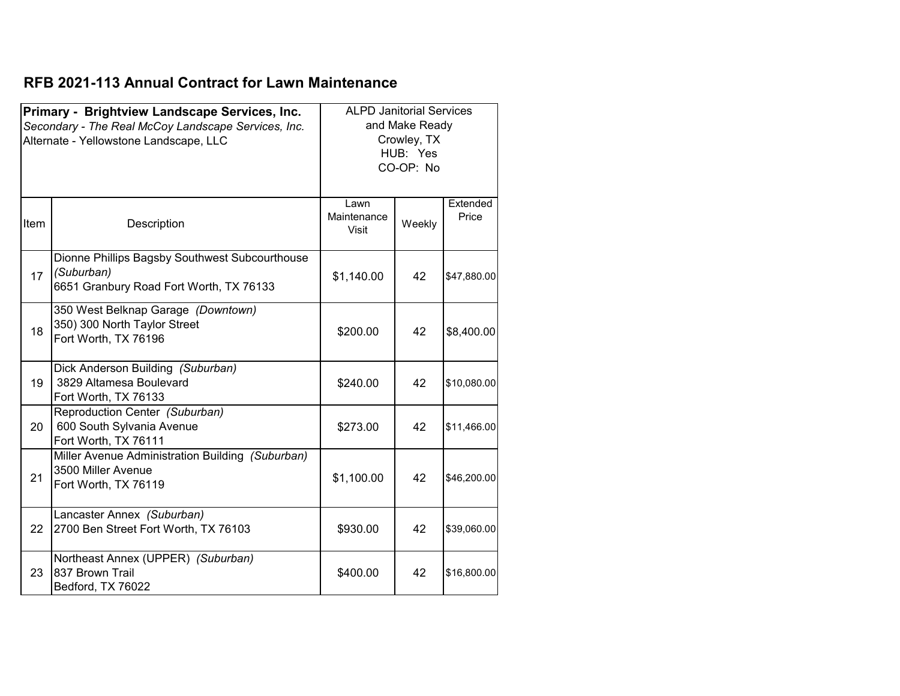## RFB 2021-113 Annual Contract for Lawn Maintenance

| **Primary - Brightview Landscape Services, Inc.**<br>*Secondary - The Real McCoy Landscape Services, Inc.*<br>Alternate - Yellowstone Landscape, LLC | | ALPD Janitorial Services and Make Ready<br>Crowley, TX<br>HUB: Yes<br>CO-OP: No | | |
|---|---|---|---|---|
| Item | Description | Lawn Maintenance Visit | Weekly | Extended Price |
| 17 | Dionne Phillips Bagsby Southwest Subcourthouse *(Suburban)*<br>6651 Granbury Road Fort Worth, TX 76133 | $1,140.00 | 42 | $47,880.00 |
| 18 | 350 West Belknap Garage *(Downtown)*<br>350) 300 North Taylor Street<br>Fort Worth, TX 76196 | $200.00 | 42 | $8,400.00 |
| 19 | Dick Anderson Building *(Suburban)*<br>3829 Altamesa Boulevard<br>Fort Worth, TX 76133 | $240.00 | 42 | $10,080.00 |
| 20 | Reproduction Center *(Suburban)*<br>600 South Sylvania Avenue<br>Fort Worth, TX 76111 | $273.00 | 42 | $11,466.00 |
| 21 | Miller Avenue Administration Building *(Suburban)*<br>3500 Miller Avenue<br>Fort Worth, TX 76119 | $1,100.00 | 42 | $46,200.00 |
| 22 | Lancaster Annex *(Suburban)*<br>2700 Ben Street Fort Worth, TX 76103 | $930.00 | 42 | $39,060.00 |
| 23 | Northeast Annex (UPPER) *(Suburban)*<br>837 Brown Trail<br>Bedford, TX 76022 | $400.00 | 42 | $16,800.00 |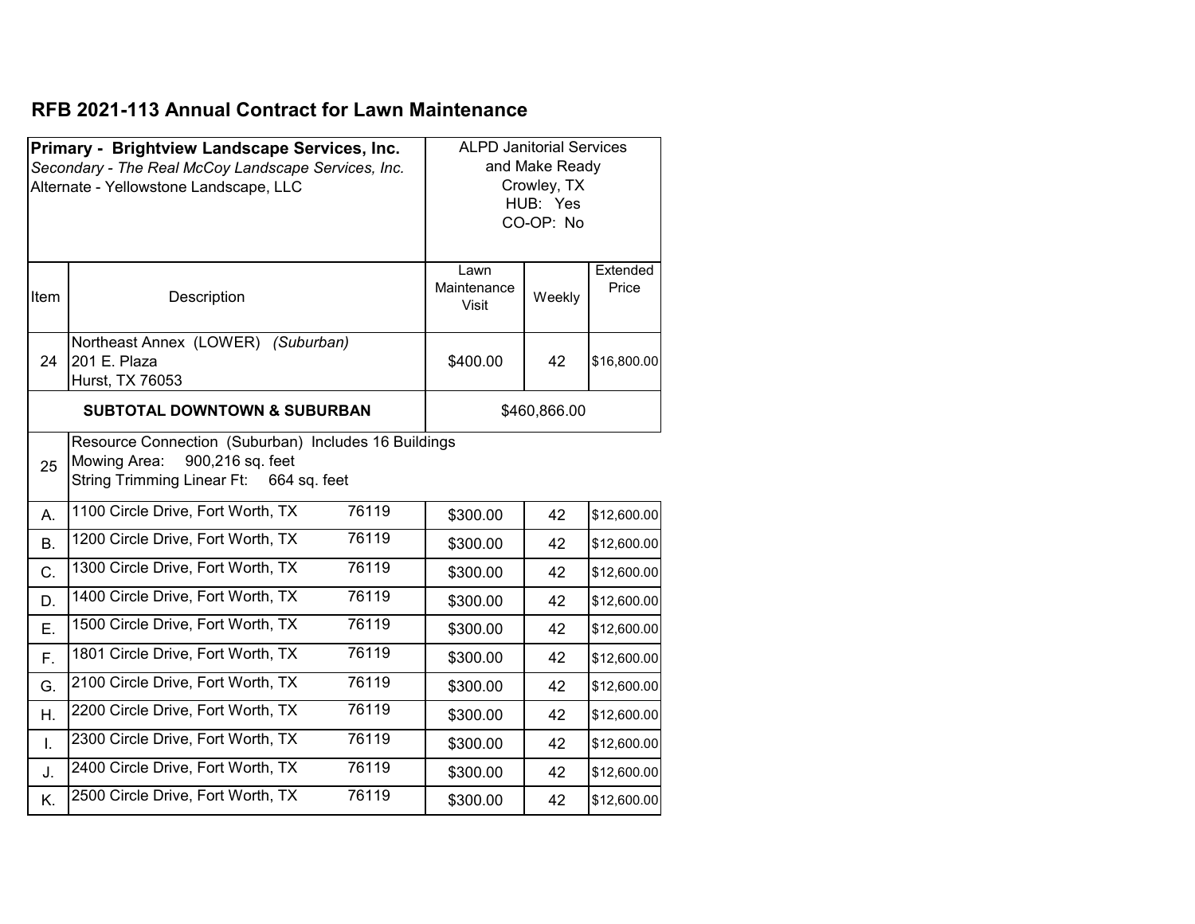## RFB 2021-113 Annual Contract for Lawn Maintenance

| **Primary - Brightview Landscape Services, Inc.**<br>*Secondary - The Real McCoy Landscape Services, Inc.*<br>Alternate - Yellowstone Landscape, LLC | | ALPD Janitorial Services and Make Ready<br>Crowley, TX<br>HUB: Yes<br>CO-OP: No | | |
|---|---|---|---|---|
| Item | Description | Lawn Maintenance Visit | Weekly | Extended Price |
| 24 | Northeast Annex (LOWER) *(Suburban)*<br>201 E. Plaza<br>Hurst, TX 76053 | $400.00 | 42 | $16,800.00 |
| | **SUBTOTAL DOWNTOWN & SUBURBAN** | $460,866.00 | | |
| 25 | Resource Connection (Suburban) Includes 16 Buildings<br>Mowing Area: 900,216 sq. feet<br>String Trimming Linear Ft: 664 sq. feet | | | |
| A. | 1100 Circle Drive, Fort Worth, TX 76119 | $300.00 | 42 | $12,600.00 |
| B. | 1200 Circle Drive, Fort Worth, TX 76119 | $300.00 | 42 | $12,600.00 |
| C. | 1300 Circle Drive, Fort Worth, TX 76119 | $300.00 | 42 | $12,600.00 |
| D. | 1400 Circle Drive, Fort Worth, TX 76119 | $300.00 | 42 | $12,600.00 |
| E. | 1500 Circle Drive, Fort Worth, TX 76119 | $300.00 | 42 | $12,600.00 |
| F. | 1801 Circle Drive, Fort Worth, TX 76119 | $300.00 | 42 | $12,600.00 |
| G. | 2100 Circle Drive, Fort Worth, TX 76119 | $300.00 | 42 | $12,600.00 |
| H. | 2200 Circle Drive, Fort Worth, TX 76119 | $300.00 | 42 | $12,600.00 |
| I. | 2300 Circle Drive, Fort Worth, TX 76119 | $300.00 | 42 | $12,600.00 |
| J. | 2400 Circle Drive, Fort Worth, TX 76119 | $300.00 | 42 | $12,600.00 |
| K. | 2500 Circle Drive, Fort Worth, TX 76119 | $300.00 | 42 | $12,600.00 |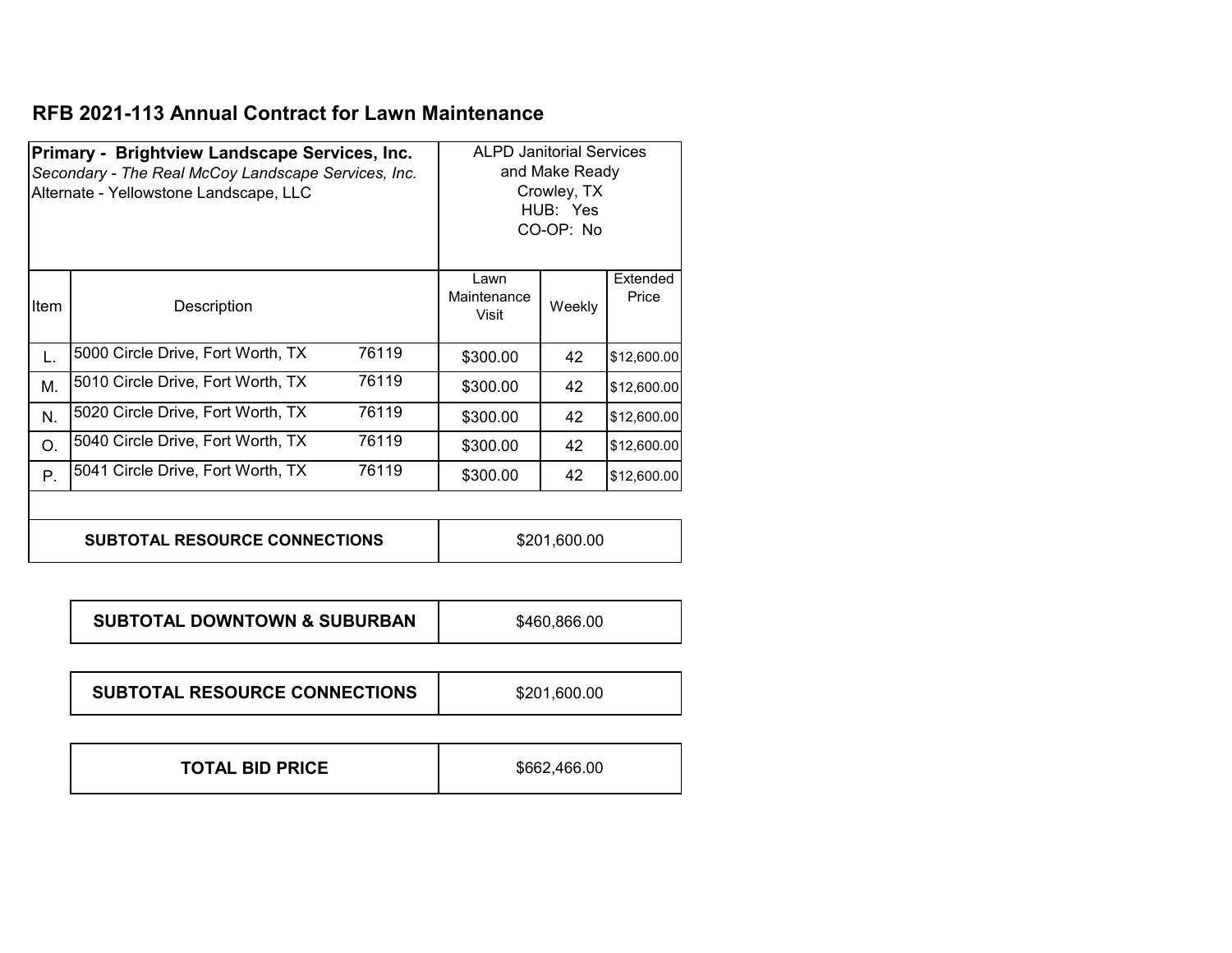## RFB 2021-113 Annual Contract for Lawn Maintenance

| **Primary - Brightview Landscape Services, Inc.**<br>*Secondary - The Real McCoy Landscape Services, Inc.*<br>Alternate - Yellowstone Landscape, LLC | | ALPD Janitorial Services and Make Ready<br>Crowley, TX<br>HUB: Yes<br>CO-OP: No | | |
|---|---|---|---|---|
| Item | Description | Lawn Maintenance Visit | Weekly | Extended Price |
| L. | 5000 Circle Drive, Fort Worth, TX 76119 | $300.00 | 42 | $12,600.00 |
| M. | 5010 Circle Drive, Fort Worth, TX 76119 | $300.00 | 42 | $12,600.00 |
| N. | 5020 Circle Drive, Fort Worth, TX 76119 | $300.00 | 42 | $12,600.00 |
| O. | 5040 Circle Drive, Fort Worth, TX 76119 | $300.00 | 42 | $12,600.00 |
| P. | 5041 Circle Drive, Fort Worth, TX 76119 | $300.00 | 42 | $12,600.00 |
| | | | | |
| **SUBTOTAL RESOURCE CONNECTIONS** | | $201,600.00 | | |

| | |
|---|---|
| **SUBTOTAL DOWNTOWN & SUBURBAN** | $460,866.00 |
| **SUBTOTAL RESOURCE CONNECTIONS** | $201,600.00 |
| **TOTAL BID PRICE** | $662,466.00 |